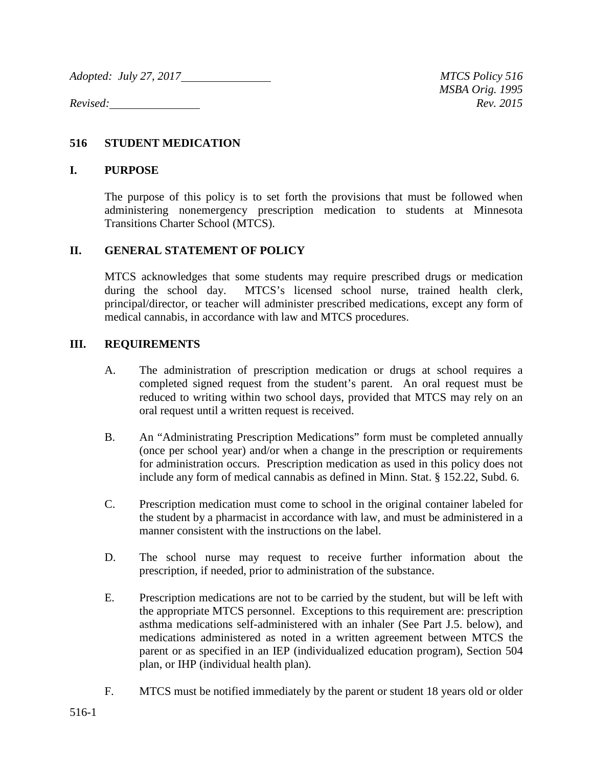*Adopted: July 27, 2017* &nbsp;&nbsp;&nbsp;&nbsp;&nbsp;&nbsp;&nbsp;&nbsp;&nbsp;&nbsp;&nbsp;&nbsp;&nbsp;&nbsp;&nbsp;&nbsp;&nbsp;&nbsp;&nbsp;&nbsp;&nbsp;&nbsp;&nbsp;&nbsp;&nbsp;&nbsp;&nbsp;&nbsp;&nbsp;&nbsp; *MTCS Policy 516*
*MSBA Orig. 1995*
*Revised:* &nbsp;&nbsp;&nbsp;&nbsp;&nbsp;&nbsp;&nbsp;&nbsp;&nbsp;&nbsp;&nbsp;&nbsp;&nbsp;&nbsp;&nbsp;&nbsp;&nbsp;&nbsp;&nbsp;&nbsp;&nbsp;&nbsp;&nbsp;&nbsp;&nbsp;&nbsp;&nbsp;&nbsp;&nbsp;&nbsp; *Rev. 2015*

# 516 STUDENT MEDICATION

## I. PURPOSE

The purpose of this policy is to set forth the provisions that must be followed when administering nonemergency prescription medication to students at Minnesota Transitions Charter School (MTCS).

## II. GENERAL STATEMENT OF POLICY

MTCS acknowledges that some students may require prescribed drugs or medication during the school day. MTCS's licensed school nurse, trained health clerk, principal/director, or teacher will administer prescribed medications, except any form of medical cannabis, in accordance with law and MTCS procedures.

## III. REQUIREMENTS

A. The administration of prescription medication or drugs at school requires a completed signed request from the student's parent. An oral request must be reduced to writing within two school days, provided that MTCS may rely on an oral request until a written request is received.

B. An "Administrating Prescription Medications" form must be completed annually (once per school year) and/or when a change in the prescription or requirements for administration occurs. Prescription medication as used in this policy does not include any form of medical cannabis as defined in Minn. Stat. § 152.22, Subd. 6.

C. Prescription medication must come to school in the original container labeled for the student by a pharmacist in accordance with law, and must be administered in a manner consistent with the instructions on the label.

D. The school nurse may request to receive further information about the prescription, if needed, prior to administration of the substance.

E. Prescription medications are not to be carried by the student, but will be left with the appropriate MTCS personnel. Exceptions to this requirement are: prescription asthma medications self-administered with an inhaler (See Part J.5. below), and medications administered as noted in a written agreement between MTCS the parent or as specified in an IEP (individualized education program), Section 504 plan, or IHP (individual health plan).

F. MTCS must be notified immediately by the parent or student 18 years old or older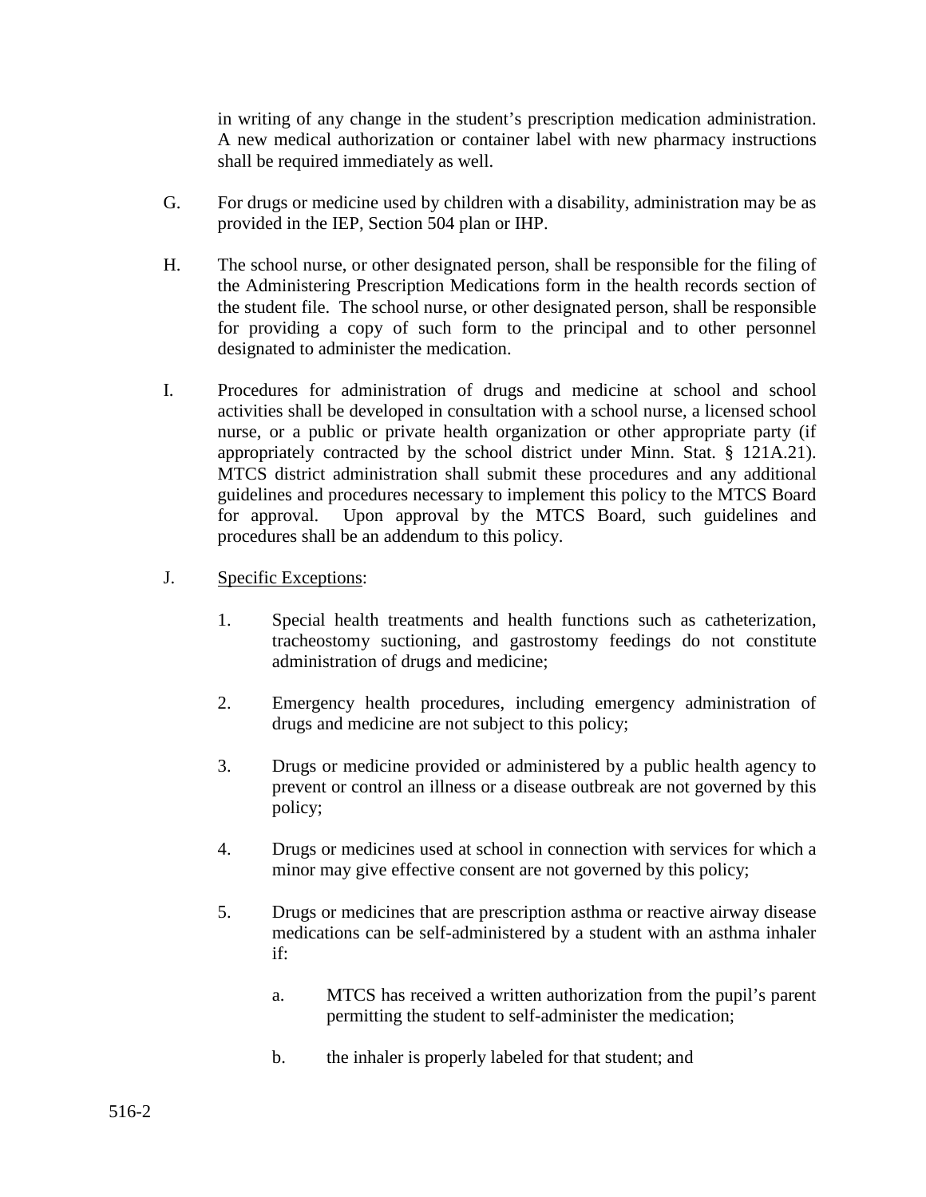in writing of any change in the student's prescription medication administration. A new medical authorization or container label with new pharmacy instructions shall be required immediately as well.

G. For drugs or medicine used by children with a disability, administration may be as provided in the IEP, Section 504 plan or IHP.

H. The school nurse, or other designated person, shall be responsible for the filing of the Administering Prescription Medications form in the health records section of the student file. The school nurse, or other designated person, shall be responsible for providing a copy of such form to the principal and to other personnel designated to administer the medication.

I. Procedures for administration of drugs and medicine at school and school activities shall be developed in consultation with a school nurse, a licensed school nurse, or a public or private health organization or other appropriate party (if appropriately contracted by the school district under Minn. Stat. § 121A.21). MTCS district administration shall submit these procedures and any additional guidelines and procedures necessary to implement this policy to the MTCS Board for approval. Upon approval by the MTCS Board, such guidelines and procedures shall be an addendum to this policy.

J. <u>Specific Exceptions</u>:

1. Special health treatments and health functions such as catheterization, tracheostomy suctioning, and gastrostomy feedings do not constitute administration of drugs and medicine;

2. Emergency health procedures, including emergency administration of drugs and medicine are not subject to this policy;

3. Drugs or medicine provided or administered by a public health agency to prevent or control an illness or a disease outbreak are not governed by this policy;

4. Drugs or medicines used at school in connection with services for which a minor may give effective consent are not governed by this policy;

5. Drugs or medicines that are prescription asthma or reactive airway disease medications can be self-administered by a student with an asthma inhaler if:

   a. MTCS has received a written authorization from the pupil's parent permitting the student to self-administer the medication;

   b. the inhaler is properly labeled for that student; and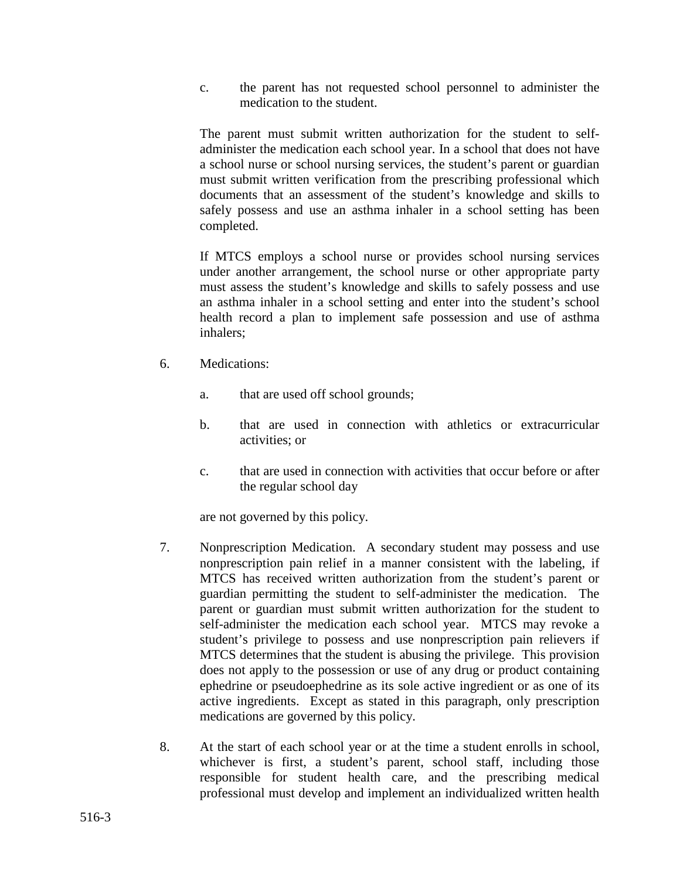c. the parent has not requested school personnel to administer the medication to the student.

The parent must submit written authorization for the student to self-administer the medication each school year. In a school that does not have a school nurse or school nursing services, the student's parent or guardian must submit written verification from the prescribing professional which documents that an assessment of the student's knowledge and skills to safely possess and use an asthma inhaler in a school setting has been completed.

If MTCS employs a school nurse or provides school nursing services under another arrangement, the school nurse or other appropriate party must assess the student's knowledge and skills to safely possess and use an asthma inhaler in a school setting and enter into the student's school health record a plan to implement safe possession and use of asthma inhalers;

6. Medications:

   a. that are used off school grounds;

   b. that are used in connection with athletics or extracurricular activities; or

   c. that are used in connection with activities that occur before or after the regular school day

   are not governed by this policy.

7. Nonprescription Medication. A secondary student may possess and use nonprescription pain relief in a manner consistent with the labeling, if MTCS has received written authorization from the student's parent or guardian permitting the student to self-administer the medication. The parent or guardian must submit written authorization for the student to self-administer the medication each school year. MTCS may revoke a student's privilege to possess and use nonprescription pain relievers if MTCS determines that the student is abusing the privilege. This provision does not apply to the possession or use of any drug or product containing ephedrine or pseudoephedrine as its sole active ingredient or as one of its active ingredients. Except as stated in this paragraph, only prescription medications are governed by this policy.

8. At the start of each school year or at the time a student enrolls in school, whichever is first, a student's parent, school staff, including those responsible for student health care, and the prescribing medical professional must develop and implement an individualized written health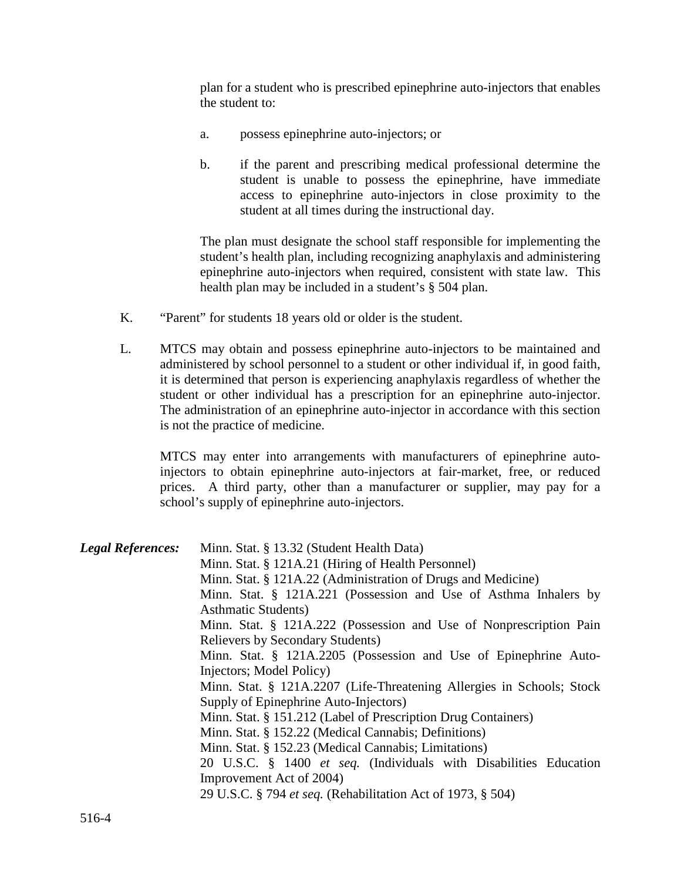plan for a student who is prescribed epinephrine auto-injectors that enables the student to:

a. possess epinephrine auto-injectors; or

b. if the parent and prescribing medical professional determine the student is unable to possess the epinephrine, have immediate access to epinephrine auto-injectors in close proximity to the student at all times during the instructional day.

The plan must designate the school staff responsible for implementing the student's health plan, including recognizing anaphylaxis and administering epinephrine auto-injectors when required, consistent with state law. This health plan may be included in a student's § 504 plan.

K. "Parent" for students 18 years old or older is the student.

L. MTCS may obtain and possess epinephrine auto-injectors to be maintained and administered by school personnel to a student or other individual if, in good faith, it is determined that person is experiencing anaphylaxis regardless of whether the student or other individual has a prescription for an epinephrine auto-injector. The administration of an epinephrine auto-injector in accordance with this section is not the practice of medicine.

MTCS may enter into arrangements with manufacturers of epinephrine auto-injectors to obtain epinephrine auto-injectors at fair-market, free, or reduced prices. A third party, other than a manufacturer or supplier, may pay for a school's supply of epinephrine auto-injectors.

***Legal References:***

Minn. Stat. § 13.32 (Student Health Data)
Minn. Stat. § 121A.21 (Hiring of Health Personnel)
Minn. Stat. § 121A.22 (Administration of Drugs and Medicine)
Minn. Stat. § 121A.221 (Possession and Use of Asthma Inhalers by Asthmatic Students)
Minn. Stat. § 121A.222 (Possession and Use of Nonprescription Pain Relievers by Secondary Students)
Minn. Stat. § 121A.2205 (Possession and Use of Epinephrine Auto-Injectors; Model Policy)
Minn. Stat. § 121A.2207 (Life-Threatening Allergies in Schools; Stock Supply of Epinephrine Auto-Injectors)
Minn. Stat. § 151.212 (Label of Prescription Drug Containers)
Minn. Stat. § 152.22 (Medical Cannabis; Definitions)
Minn. Stat. § 152.23 (Medical Cannabis; Limitations)
20 U.S.C. § 1400 *et seq.* (Individuals with Disabilities Education Improvement Act of 2004)
29 U.S.C. § 794 *et seq.* (Rehabilitation Act of 1973, § 504)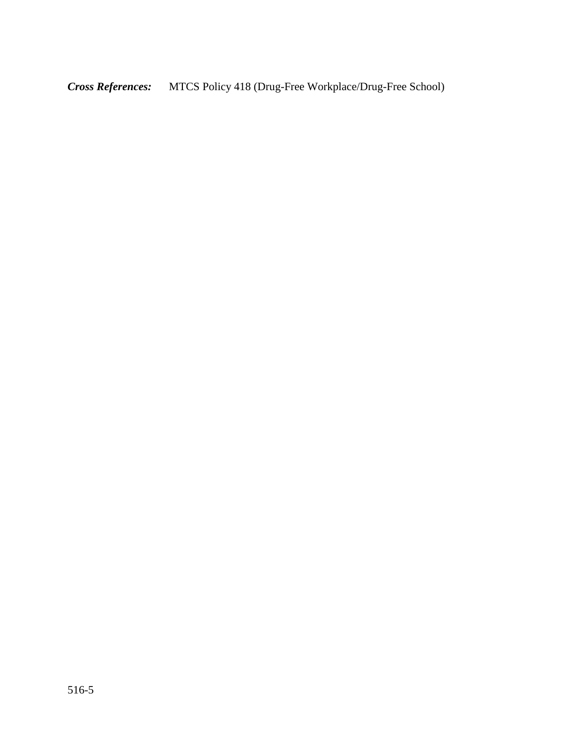***Cross References:*** MTCS Policy 418 (Drug-Free Workplace/Drug-Free School)